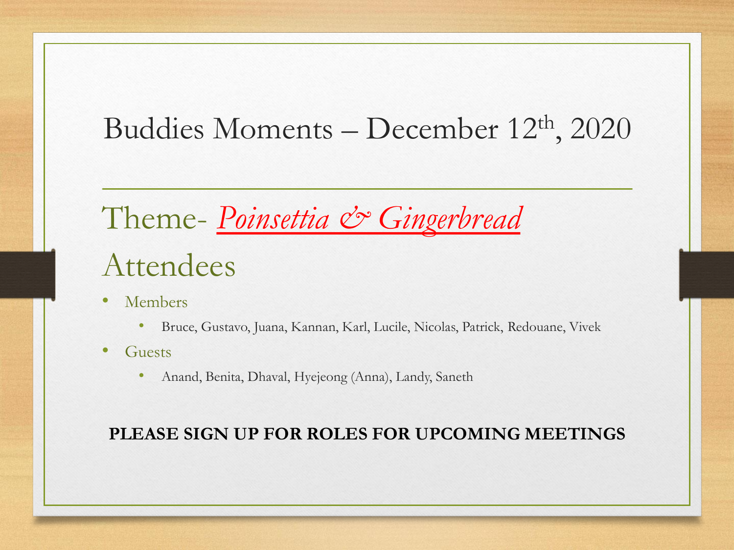# Buddies Moments – December 12th, 2020

## Theme- *Poinsettia & Gingerbread*

## Attendees

- Members
  - Bruce, Gustavo, Juana, Kannan, Karl, Lucile, Nicolas, Patrick, Redouane, Vivek
- Guests
  - Anand, Benita, Dhaval, Hyejeong (Anna), Landy, Saneth

**PLEASE SIGN UP FOR ROLES FOR UPCOMING MEETINGS**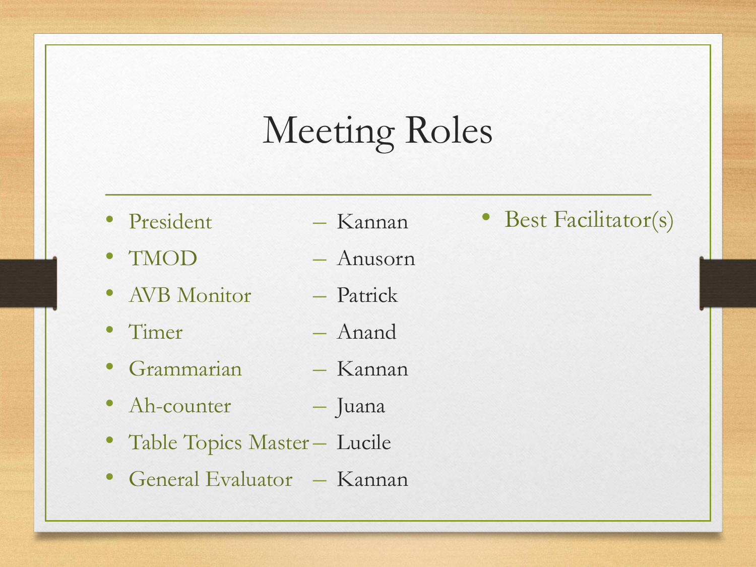# Meeting Roles

- President – Kannan
- TMOD – Anusorn
- AVB Monitor – Patrick
- Timer – Anand
- Grammarian – Kannan
- Ah-counter – Juana
- Table Topics Master – Lucile
- General Evaluator – Kannan

- Best Facilitator(s)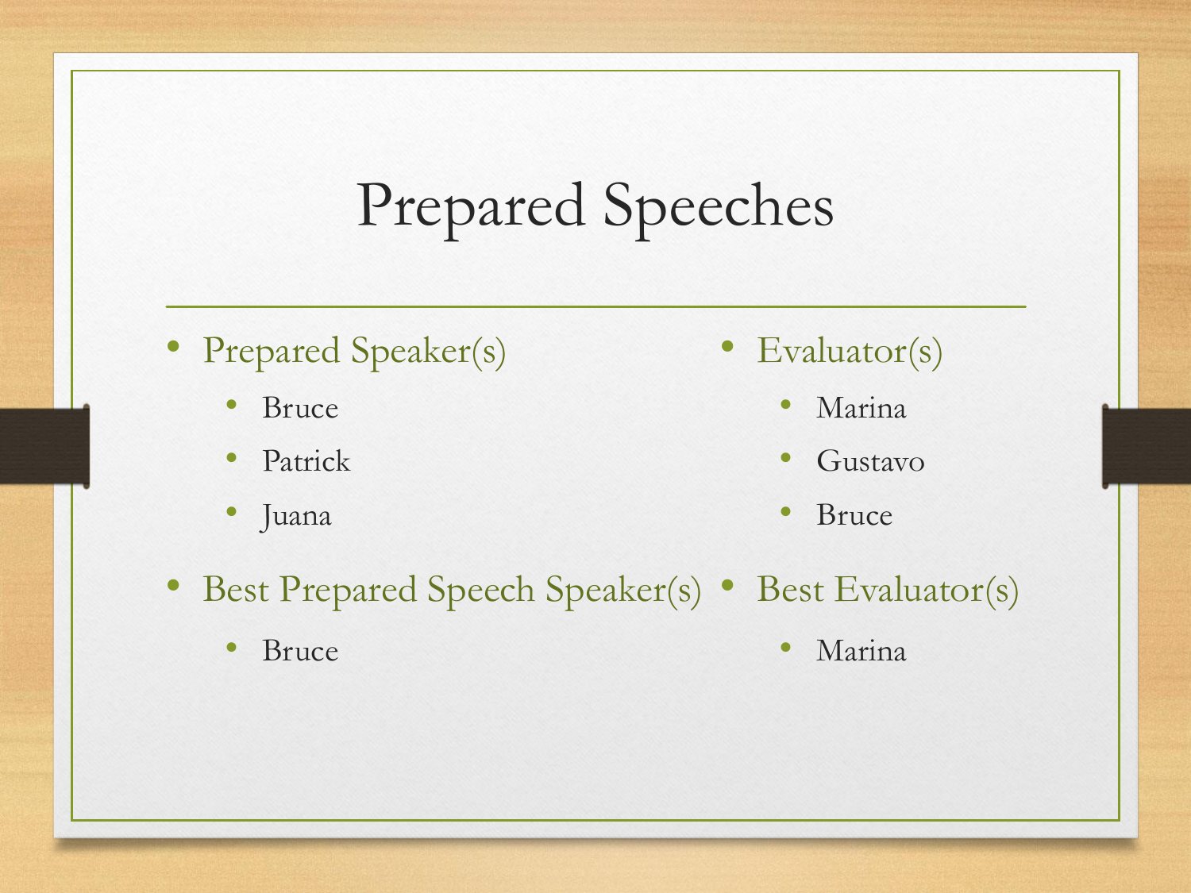# Prepared Speeches

- Prepared Speaker(s)
  - Bruce
  - Patrick
  - Juana
- Best Prepared Speech Speaker(s)
  - Bruce
- Evaluator(s)
  - Marina
  - Gustavo
  - Bruce
- Best Evaluator(s)
  - Marina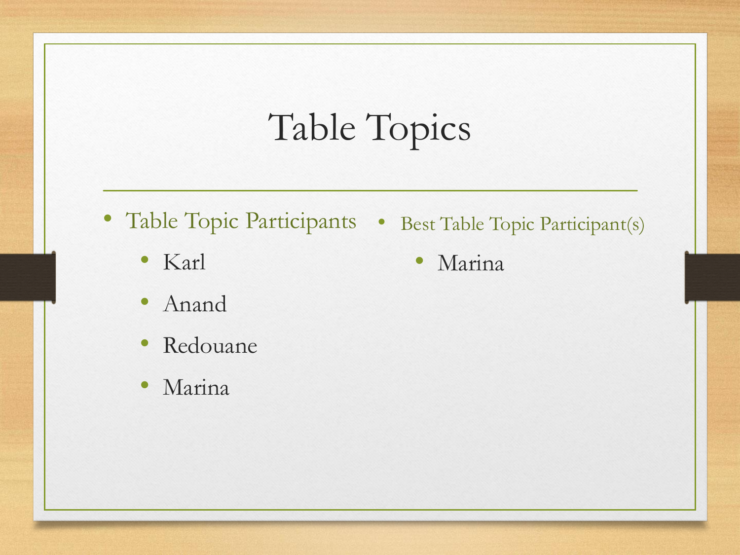# Table Topics

- Table Topic Participants
  - Karl
  - Anand
  - Redouane
  - Marina

- Best Table Topic Participant(s)
  - Marina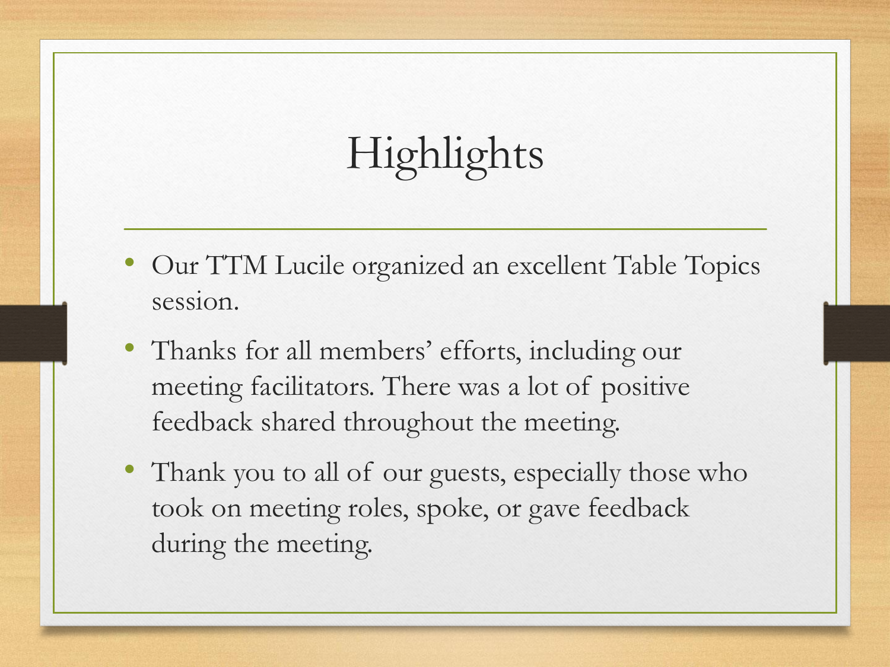# Highlights

- Our TTM Lucile organized an excellent Table Topics session.
- Thanks for all members' efforts, including our meeting facilitators. There was a lot of positive feedback shared throughout the meeting.
- Thank you to all of our guests, especially those who took on meeting roles, spoke, or gave feedback during the meeting.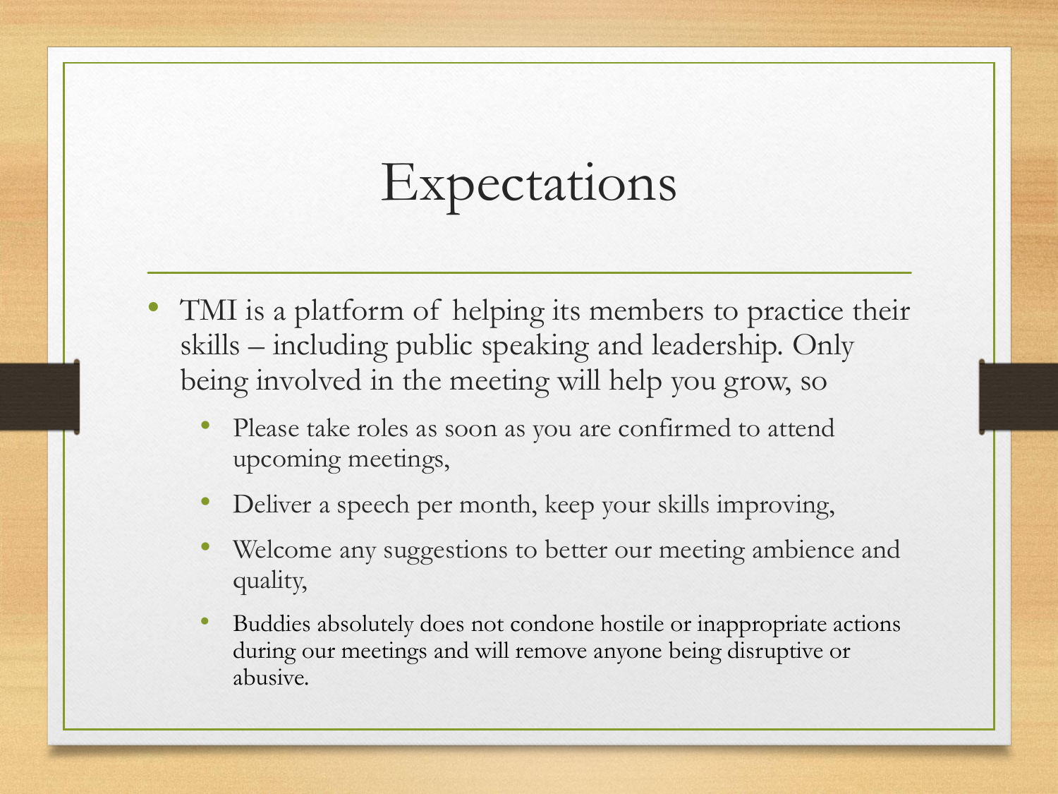# Expectations

- TMI is a platform of helping its members to practice their skills – including public speaking and leadership. Only being involved in the meeting will help you grow, so
  - Please take roles as soon as you are confirmed to attend upcoming meetings,
  - Deliver a speech per month, keep your skills improving,
  - Welcome any suggestions to better our meeting ambience and quality,
  - Buddies absolutely does not condone hostile or inappropriate actions during our meetings and will remove anyone being disruptive or abusive.